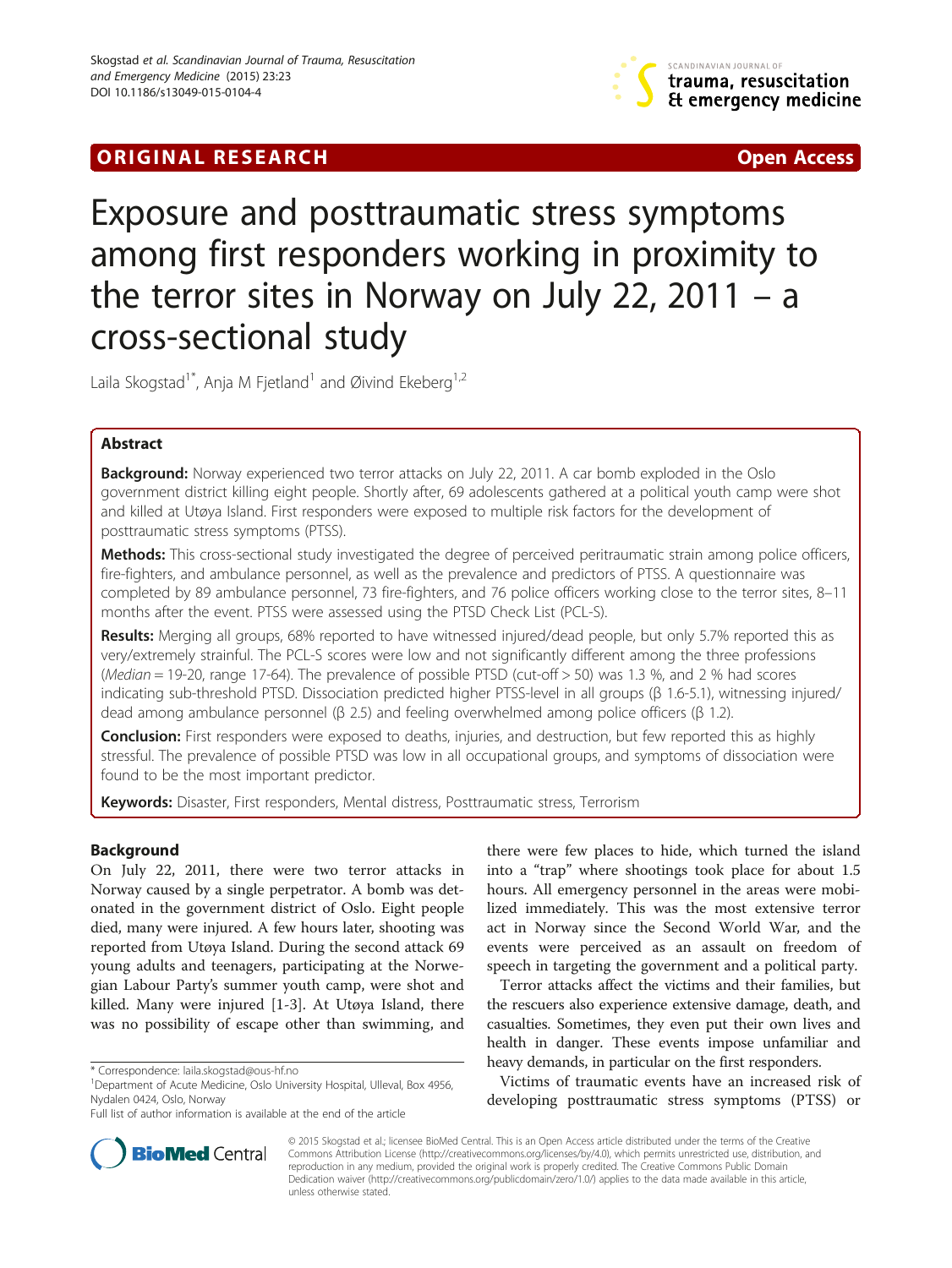ORIGINAL RESEARCH Open Access

# Exposure and posttraumatic stress symptoms among first responders working in proximity to the terror sites in Norway on July 22, 2011 – a cross-sectional study

Laila Skogstad[1*], Anja M Fjetland[1] and Øivind Ekeberg[1,2]

## Abstract

**Background:** Norway experienced two terror attacks on July 22, 2011. A car bomb exploded in the Oslo government district killing eight people. Shortly after, 69 adolescents gathered at a political youth camp were shot and killed at Utøya Island. First responders were exposed to multiple risk factors for the development of posttraumatic stress symptoms (PTSS).

**Methods:** This cross-sectional study investigated the degree of perceived peritraumatic strain among police officers, fire-fighters, and ambulance personnel, as well as the prevalence and predictors of PTSS. A questionnaire was completed by 89 ambulance personnel, 73 fire-fighters, and 76 police officers working close to the terror sites, 8–11 months after the event. PTSS were assessed using the PTSD Check List (PCL-S).

**Results:** Merging all groups, 68% reported to have witnessed injured/dead people, but only 5.7% reported this as very/extremely strainful. The PCL-S scores were low and not significantly different among the three professions (*Median* = 19-20, range 17-64). The prevalence of possible PTSD (cut-off > 50) was 1.3 %, and 2 % had scores indicating sub-threshold PTSD. Dissociation predicted higher PTSS-level in all groups (β 1.6-5.1), witnessing injured/dead among ambulance personnel (β 2.5) and feeling overwhelmed among police officers (β 1.2).

**Conclusion:** First responders were exposed to deaths, injuries, and destruction, but few reported this as highly stressful. The prevalence of possible PTSD was low in all occupational groups, and symptoms of dissociation were found to be the most important predictor.

**Keywords:** Disaster, First responders, Mental distress, Posttraumatic stress, Terrorism

## Background

On July 22, 2011, there were two terror attacks in Norway caused by a single perpetrator. A bomb was detonated in the government district of Oslo. Eight people died, many were injured. A few hours later, shooting was reported from Utøya Island. During the second attack 69 young adults and teenagers, participating at the Norwegian Labour Party's summer youth camp, were shot and killed. Many were injured [1-3]. At Utøya Island, there was no possibility of escape other than swimming, and there were few places to hide, which turned the island into a "trap" where shootings took place for about 1.5 hours. All emergency personnel in the areas were mobilized immediately. This was the most extensive terror act in Norway since the Second World War, and the events were perceived as an assault on freedom of speech in targeting the government and a political party.

Terror attacks affect the victims and their families, but the rescuers also experience extensive damage, death, and casualties. Sometimes, they even put their own lives and health in danger. These events impose unfamiliar and heavy demands, in particular on the first responders.

Victims of traumatic events have an increased risk of developing posttraumatic stress symptoms (PTSS) or

\* Correspondence: laila.skogstad@ous-hf.no
[1]Department of Acute Medicine, Oslo University Hospital, Ulleval, Box 4956, Nydalen 0424, Oslo, Norway
Full list of author information is available at the end of the article

© 2015 Skogstad et al.; licensee BioMed Central. This is an Open Access article distributed under the terms of the Creative Commons Attribution License (http://creativecommons.org/licenses/by/4.0), which permits unrestricted use, distribution, and reproduction in any medium, provided the original work is properly credited. The Creative Commons Public Domain Dedication waiver (http://creativecommons.org/publicdomain/zero/1.0/) applies to the data made available in this article, unless otherwise stated.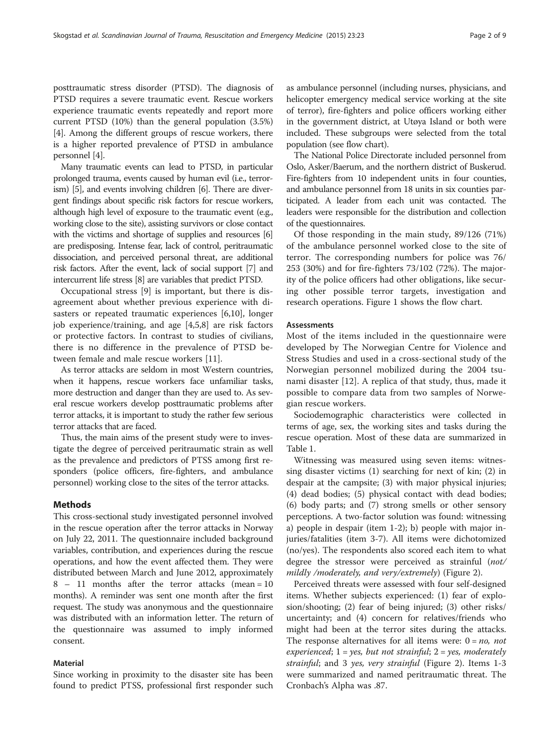posttraumatic stress disorder (PTSD). The diagnosis of PTSD requires a severe traumatic event. Rescue workers experience traumatic events repeatedly and report more current PTSD (10%) than the general population (3.5%) [4]. Among the different groups of rescue workers, there is a higher reported prevalence of PTSD in ambulance personnel [4].

Many traumatic events can lead to PTSD, in particular prolonged trauma, events caused by human evil (i.e., terrorism) [5], and events involving children [6]. There are divergent findings about specific risk factors for rescue workers, although high level of exposure to the traumatic event (e.g., working close to the site), assisting survivors or close contact with the victims and shortage of supplies and resources [6] are predisposing. Intense fear, lack of control, peritraumatic dissociation, and perceived personal threat, are additional risk factors. After the event, lack of social support [7] and intercurrent life stress [8] are variables that predict PTSD.

Occupational stress [9] is important, but there is disagreement about whether previous experience with disasters or repeated traumatic experiences [6,10], longer job experience/training, and age [4,5,8] are risk factors or protective factors. In contrast to studies of civilians, there is no difference in the prevalence of PTSD between female and male rescue workers [11].

As terror attacks are seldom in most Western countries, when it happens, rescue workers face unfamiliar tasks, more destruction and danger than they are used to. As several rescue workers develop posttraumatic problems after terror attacks, it is important to study the rather few serious terror attacks that are faced.

Thus, the main aims of the present study were to investigate the degree of perceived peritraumatic strain as well as the prevalence and predictors of PTSS among first responders (police officers, fire-fighters, and ambulance personnel) working close to the sites of the terror attacks.

## Methods

This cross-sectional study investigated personnel involved in the rescue operation after the terror attacks in Norway on July 22, 2011. The questionnaire included background variables, contribution, and experiences during the rescue operations, and how the event affected them. They were distributed between March and June 2012, approximately 8 – 11 months after the terror attacks (mean = 10 months). A reminder was sent one month after the first request. The study was anonymous and the questionnaire was distributed with an information letter. The return of the questionnaire was assumed to imply informed consent.

### Material

Since working in proximity to the disaster site has been found to predict PTSS, professional first responder such as ambulance personnel (including nurses, physicians, and helicopter emergency medical service working at the site of terror), fire-fighters and police officers working either in the government district, at Utøya Island or both were included. These subgroups were selected from the total population (see flow chart).

The National Police Directorate included personnel from Oslo, Asker/Baerum, and the northern district of Buskerud. Fire-fighters from 10 independent units in four counties, and ambulance personnel from 18 units in six counties participated. A leader from each unit was contacted. The leaders were responsible for the distribution and collection of the questionnaires.

Of those responding in the main study, 89/126 (71%) of the ambulance personnel worked close to the site of terror. The corresponding numbers for police was 76/253 (30%) and for fire-fighters 73/102 (72%). The majority of the police officers had other obligations, like securing other possible terror targets, investigation and research operations. Figure 1 shows the flow chart.

### Assessments

Most of the items included in the questionnaire were developed by The Norwegian Centre for Violence and Stress Studies and used in a cross-sectional study of the Norwegian personnel mobilized during the 2004 tsunami disaster [12]. A replica of that study, thus, made it possible to compare data from two samples of Norwegian rescue workers.

Sociodemographic characteristics were collected in terms of age, sex, the working sites and tasks during the rescue operation. Most of these data are summarized in Table 1.

Witnessing was measured using seven items: witnessing disaster victims (1) searching for next of kin; (2) in despair at the campsite; (3) with major physical injuries; (4) dead bodies; (5) physical contact with dead bodies; (6) body parts; and (7) strong smells or other sensory perceptions. A two-factor solution was found: witnessing a) people in despair (item 1-2); b) people with major injuries/fatalities (item 3-7). All items were dichotomized (no/yes). The respondents also scored each item to what degree the stressor were perceived as strainful (*not/mildly /moderately, and very/extremely*) (Figure 2).

Perceived threats were assessed with four self-designed items. Whether subjects experienced: (1) fear of explosion/shooting; (2) fear of being injured; (3) other risks/uncertainty; and (4) concern for relatives/friends who might had been at the terror sites during the attacks. The response alternatives for all items were: 0 = *no, not experienced*; 1 = *yes, but not strainful*; 2 = *yes, moderately strainful*; and 3 *yes, very strainful* (Figure 2). Items 1-3 were summarized and named peritraumatic threat. The Cronbach's Alpha was .87.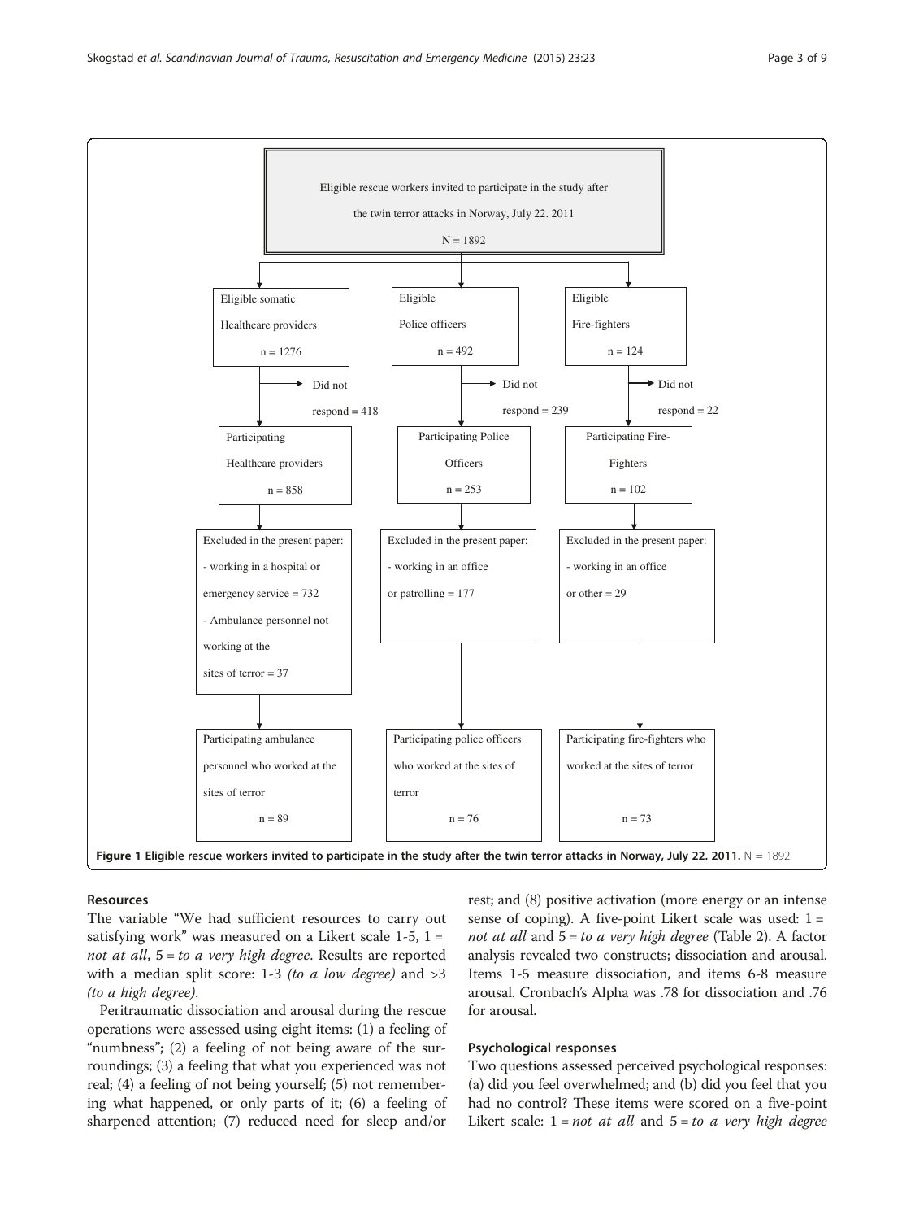Eligible rescue workers invited to participate in the study after the twin terror attacks in Norway, July 22. 2011
N = 1892

| Eligible somatic Healthcare providers n = 1276 | Eligible Police officers n = 492 | Eligible Fire-fighters n = 124 |
|---|---|---|
| Did not respond = 418 | Did not respond = 239 | Did not respond = 22 |
| Participating Healthcare providers n = 858 | Participating Police Officers n = 253 | Participating Fire-Fighters n = 102 |
| Excluded in the present paper: - working in a hospital or emergency service = 732 - Ambulance personnel not working at the sites of terror = 37 | Excluded in the present paper: - working in an office or patrolling = 177 | Excluded in the present paper: - working in an office or other = 29 |
| Participating ambulance personnel who worked at the sites of terror n = 89 | Participating police officers who worked at the sites of terror n = 76 | Participating fire-fighters who worked at the sites of terror n = 73 |

**Figure 1 Eligible rescue workers invited to participate in the study after the twin terror attacks in Norway, July 22. 2011.** N = 1892.

### Resources

The variable "We had sufficient resources to carry out satisfying work" was measured on a Likert scale 1-5, 1 = *not at all*, 5 = *to a very high degree*. Results are reported with a median split score: 1-3 *(to a low degree)* and >3 *(to a high degree)*.

Peritraumatic dissociation and arousal during the rescue operations were assessed using eight items: (1) a feeling of "numbness"; (2) a feeling of not being aware of the surroundings; (3) a feeling that what you experienced was not real; (4) a feeling of not being yourself; (5) not remembering what happened, or only parts of it; (6) a feeling of sharpened attention; (7) reduced need for sleep and/or rest; and (8) positive activation (more energy or an intense sense of coping). A five-point Likert scale was used: 1 = *not at all* and 5 = *to a very high degree* (Table 2). A factor analysis revealed two constructs; dissociation and arousal. Items 1-5 measure dissociation, and items 6-8 measure arousal. Cronbach's Alpha was .78 for dissociation and .76 for arousal.

### Psychological responses

Two questions assessed perceived psychological responses: (a) did you feel overwhelmed; and (b) did you feel that you had no control? These items were scored on a five-point Likert scale: 1 = *not at all* and 5 = *to a very high degree*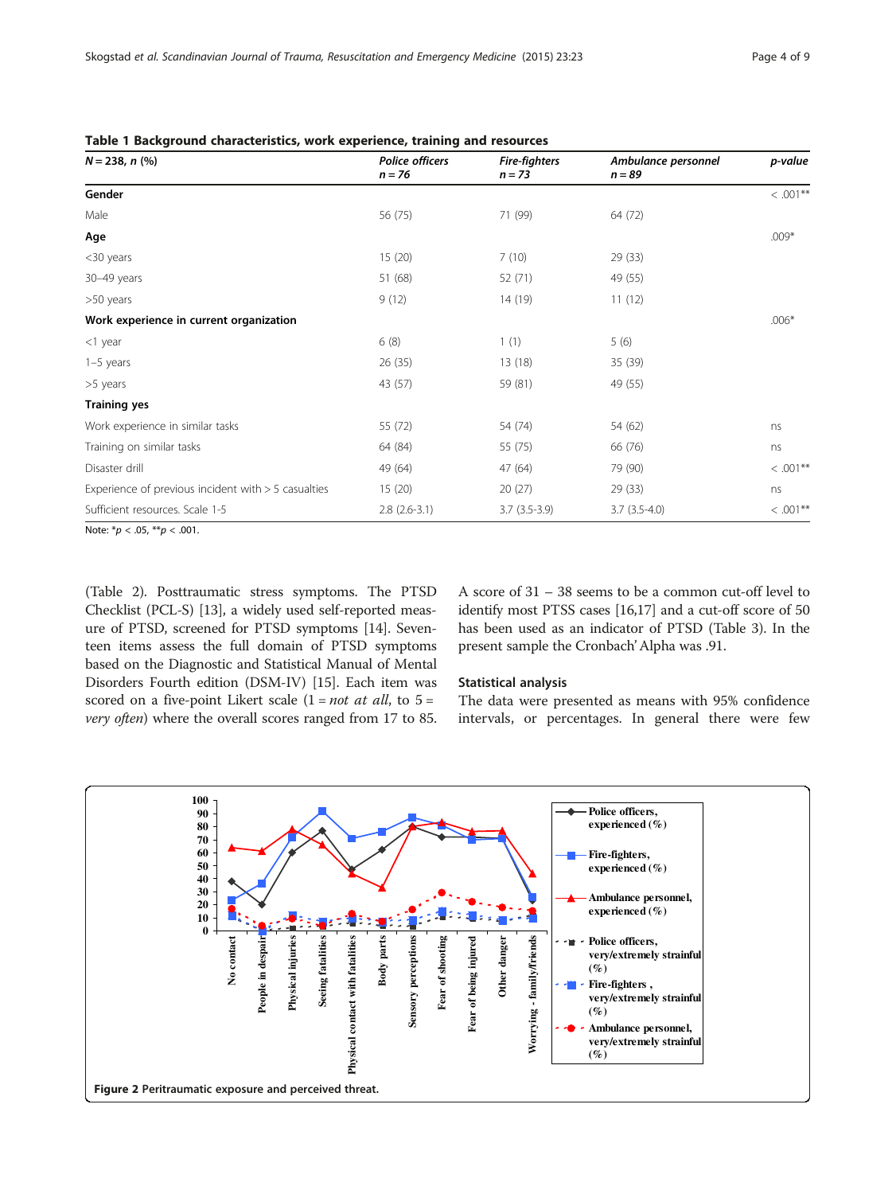**Table 1 Background characteristics, work experience, training and resources**

| *N* = 238, *n* (%) | *Police officers n = 76* | *Fire-fighters n = 73* | *Ambulance personnel n = 89* | *p-value* |
|---|---|---|---|---|
| **Gender** | | | | < .001** |
| Male | 56 (75) | 71 (99) | 64 (72) | |
| **Age** | | | | .009* |
| <30 years | 15 (20) | 7 (10) | 29 (33) | |
| 30–49 years | 51 (68) | 52 (71) | 49 (55) | |
| >50 years | 9 (12) | 14 (19) | 11 (12) | |
| **Work experience in current organization** | | | | .006* |
| <1 year | 6 (8) | 1 (1) | 5 (6) | |
| 1–5 years | 26 (35) | 13 (18) | 35 (39) | |
| >5 years | 43 (57) | 59 (81) | 49 (55) | |
| **Training yes** | | | | |
| Work experience in similar tasks | 55 (72) | 54 (74) | 54 (62) | ns |
| Training on similar tasks | 64 (84) | 55 (75) | 66 (76) | ns |
| Disaster drill | 49 (64) | 47 (64) | 79 (90) | < .001** |
| Experience of previous incident with > 5 casualties | 15 (20) | 20 (27) | 29 (33) | ns |
| Sufficient resources. Scale 1-5 | 2.8 (2.6-3.1) | 3.7 (3.5-3.9) | 3.7 (3.5-4.0) | < .001** |

Note: \**p* < .05, \*\**p* < .001.

(Table 2). Posttraumatic stress symptoms. The PTSD Checklist (PCL-S) [13], a widely used self-reported measure of PTSD, screened for PTSD symptoms [14]. Seventeen items assess the full domain of PTSD symptoms based on the Diagnostic and Statistical Manual of Mental Disorders Fourth edition (DSM-IV) [15]. Each item was scored on a five-point Likert scale (1 = *not at all*, to 5 = *very often*) where the overall scores ranged from 17 to 85. A score of 31 – 38 seems to be a common cut-off level to identify most PTSS cases [16,17] and a cut-off score of 50 has been used as an indicator of PTSD (Table 3). In the present sample the Cronbach' Alpha was .91.

### Statistical analysis

The data were presented as means with 95% confidence intervals, or percentages. In general there were few

**Figure 2** Peritraumatic exposure and perceived threat.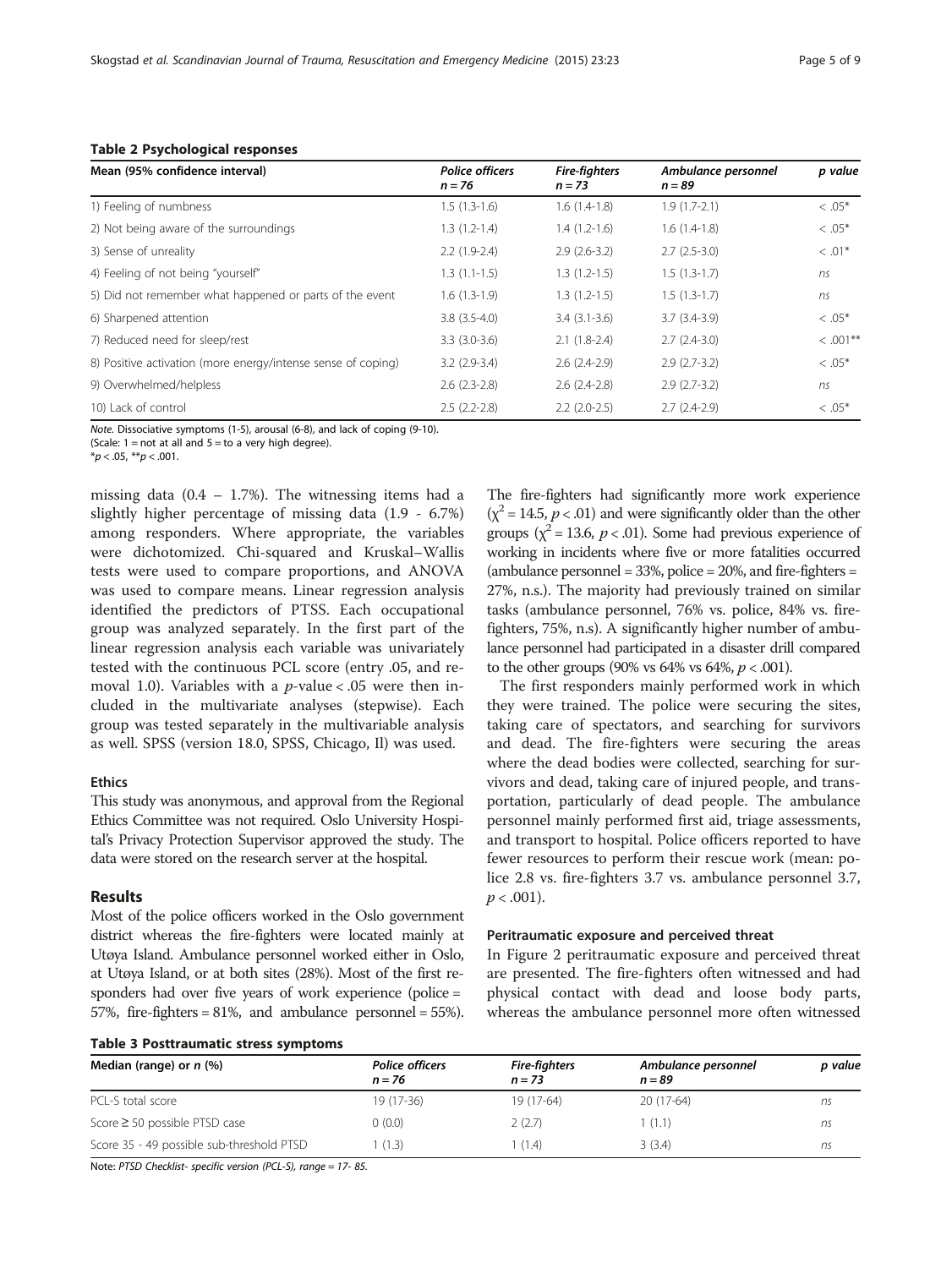**Table 2 Psychological responses**

| Mean (95% confidence interval) | *Police officers n = 76* | *Fire-fighters n = 73* | *Ambulance personnel n = 89* | *p value* |
|---|---|---|---|---|
| 1) Feeling of numbness | 1.5 (1.3-1.6) | 1.6 (1.4-1.8) | 1.9 (1.7-2.1) | < .05* |
| 2) Not being aware of the surroundings | 1.3 (1.2-1.4) | 1.4 (1.2-1.6) | 1.6 (1.4-1.8) | < .05* |
| 3) Sense of unreality | 2.2 (1.9-2.4) | 2.9 (2.6-3.2) | 2.7 (2.5-3.0) | < .01* |
| 4) Feeling of not being "yourself" | 1.3 (1.1-1.5) | 1.3 (1.2-1.5) | 1.5 (1.3-1.7) | ns |
| 5) Did not remember what happened or parts of the event | 1.6 (1.3-1.9) | 1.3 (1.2-1.5) | 1.5 (1.3-1.7) | ns |
| 6) Sharpened attention | 3.8 (3.5-4.0) | 3.4 (3.1-3.6) | 3.7 (3.4-3.9) | < .05* |
| 7) Reduced need for sleep/rest | 3.3 (3.0-3.6) | 2.1 (1.8-2.4) | 2.7 (2.4-3.0) | < .001** |
| 8) Positive activation (more energy/intense sense of coping) | 3.2 (2.9-3.4) | 2.6 (2.4-2.9) | 2.9 (2.7-3.2) | < .05* |
| 9) Overwhelmed/helpless | 2.6 (2.3-2.8) | 2.6 (2.4-2.8) | 2.9 (2.7-3.2) | ns |
| 10) Lack of control | 2.5 (2.2-2.8) | 2.2 (2.0-2.5) | 2.7 (2.4-2.9) | < .05* |

*Note.* Dissociative symptoms (1-5), arousal (6-8), and lack of coping (9-10).
(Scale: 1 = not at all and 5 = to a very high degree).
*$p < .05$, **$p < .001$.

missing data (0.4 – 1.7%). The witnessing items had a slightly higher percentage of missing data (1.9 - 6.7%) among responders. Where appropriate, the variables were dichotomized. Chi-squared and Kruskal–Wallis tests were used to compare proportions, and ANOVA was used to compare means. Linear regression analysis identified the predictors of PTSS. Each occupational group was analyzed separately. In the first part of the linear regression analysis each variable was univariately tested with the continuous PCL score (entry .05, and removal 1.0). Variables with a $p$-value < .05 were then included in the multivariate analyses (stepwise). Each group was tested separately in the multivariable analysis as well. SPSS (version 18.0, SPSS, Chicago, Il) was used.

### Ethics

This study was anonymous, and approval from the Regional Ethics Committee was not required. Oslo University Hospital's Privacy Protection Supervisor approved the study. The data were stored on the research server at the hospital.

## Results

Most of the police officers worked in the Oslo government district whereas the fire-fighters were located mainly at Utøya Island. Ambulance personnel worked either in Oslo, at Utøya Island, or at both sites (28%). Most of the first responders had over five years of work experience (police = 57%, fire-fighters = 81%, and ambulance personnel = 55%). The fire-fighters had significantly more work experience ($\chi^2 = 14.5$, $p < .01$) and were significantly older than the other groups ($\chi^2 = 13.6$, $p < .01$). Some had previous experience of working in incidents where five or more fatalities occurred (ambulance personnel = 33%, police = 20%, and fire-fighters = 27%, n.s.). The majority had previously trained on similar tasks (ambulance personnel, 76% vs. police, 84% vs. fire-fighters, 75%, n.s). A significantly higher number of ambulance personnel had participated in a disaster drill compared to the other groups (90% vs 64% vs 64%, $p < .001$).

The first responders mainly performed work in which they were trained. The police were securing the sites, taking care of spectators, and searching for survivors and dead. The fire-fighters were securing the areas where the dead bodies were collected, searching for survivors and dead, taking care of injured people, and transportation, particularly of dead people. The ambulance personnel mainly performed first aid, triage assessments, and transport to hospital. Police officers reported to have fewer resources to perform their rescue work (mean: police 2.8 vs. fire-fighters 3.7 vs. ambulance personnel 3.7, $p < .001$).

### Peritraumatic exposure and perceived threat

In Figure 2 peritraumatic exposure and perceived threat are presented. The fire-fighters often witnessed and had physical contact with dead and loose body parts, whereas the ambulance personnel more often witnessed

**Table 3 Posttraumatic stress symptoms**

| Median (range) or *n* (%) | *Police officers n = 76* | *Fire-fighters n = 73* | *Ambulance personnel n = 89* | *p value* |
|---|---|---|---|---|
| PCL-S total score | 19 (17-36) | 19 (17-64) | 20 (17-64) | ns |
| Score ≥ 50 possible PTSD case | 0 (0.0) | 2 (2.7) | 1 (1.1) | ns |
| Score 35 - 49 possible sub-threshold PTSD | 1 (1.3) | 1 (1.4) | 3 (3.4) | ns |

Note: *PTSD Checklist- specific version (PCL-S), range = 17- 85.*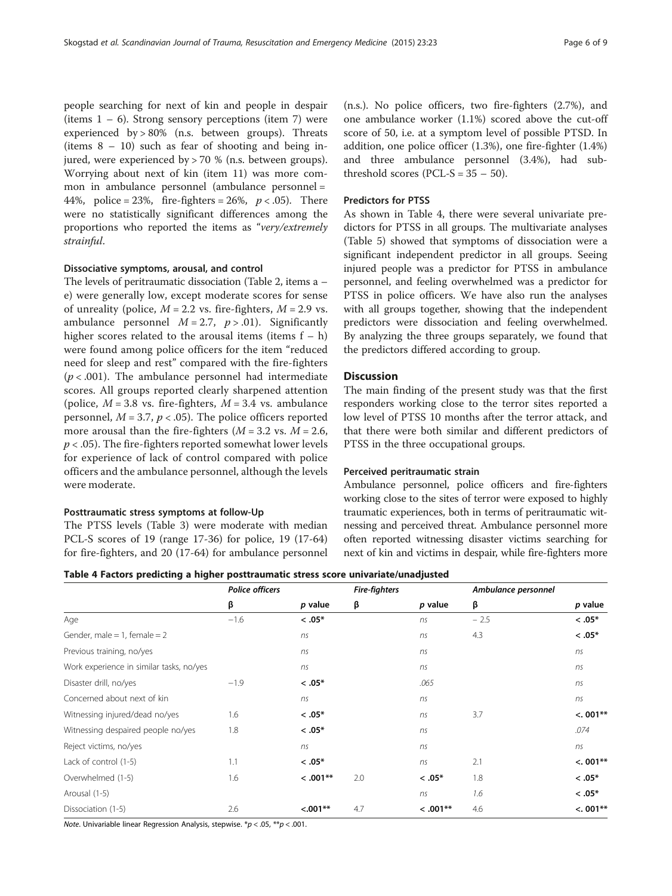people searching for next of kin and people in despair (items 1 – 6). Strong sensory perceptions (item 7) were experienced by > 80% (n.s. between groups). Threats (items 8 – 10) such as fear of shooting and being injured, were experienced by > 70 % (n.s. between groups). Worrying about next of kin (item 11) was more common in ambulance personnel (ambulance personnel = 44%, police = 23%, fire-fighters = 26%, $p < .05$). There were no statistically significant differences among the proportions who reported the items as "*very/extremely strainful*.

#### Dissociative symptoms, arousal, and control

The levels of peritraumatic dissociation (Table 2, items a – e) were generally low, except moderate scores for sense of unreality (police, $M = 2.2$ vs. fire-fighters, $M = 2.9$ vs. ambulance personnel $M = 2.7$, $p > .01$). Significantly higher scores related to the arousal items (items f – h) were found among police officers for the item "reduced need for sleep and rest" compared with the fire-fighters ($p < .001$). The ambulance personnel had intermediate scores. All groups reported clearly sharpened attention (police, $M = 3.8$ vs. fire-fighters, $M = 3.4$ vs. ambulance personnel, $M = 3.7$, $p < .05$). The police officers reported more arousal than the fire-fighters ($M = 3.2$ vs. $M = 2.6$, $p < .05$). The fire-fighters reported somewhat lower levels for experience of lack of control compared with police officers and the ambulance personnel, although the levels were moderate.

#### Posttraumatic stress symptoms at follow-Up

The PTSS levels (Table 3) were moderate with median PCL-S scores of 19 (range 17-36) for police, 19 (17-64) for fire-fighters, and 20 (17-64) for ambulance personnel (n.s.). No police officers, two fire-fighters (2.7%), and one ambulance worker (1.1%) scored above the cut-off score of 50, i.e. at a symptom level of possible PTSD. In addition, one police officer (1.3%), one fire-fighter (1.4%) and three ambulance personnel (3.4%), had sub-threshold scores (PCL-S = 35 – 50).

#### Predictors for PTSS

As shown in Table 4, there were several univariate predictors for PTSS in all groups. The multivariate analyses (Table 5) showed that symptoms of dissociation were a significant independent predictor in all groups. Seeing injured people was a predictor for PTSS in ambulance personnel, and feeling overwhelmed was a predictor for PTSS in police officers. We have also run the analyses with all groups together, showing that the independent predictors were dissociation and feeling overwhelmed. By analyzing the three groups separately, we found that the predictors differed according to group.

## Discussion

The main finding of the present study was that the first responders working close to the terror sites reported a low level of PTSS 10 months after the terror attack, and that there were both similar and different predictors of PTSS in the three occupational groups.

#### Perceived peritraumatic strain

Ambulance personnel, police officers and fire-fighters working close to the sites of terror were exposed to highly traumatic experiences, both in terms of peritraumatic witnessing and perceived threat. Ambulance personnel more often reported witnessing disaster victims searching for next of kin and victims in despair, while fire-fighters more

**Table 4 Factors predicting a higher posttraumatic stress score univariate/unadjusted**

| | *Police officers* | | *Fire-fighters* | | *Ambulance personnel* | |
|---|---|---|---|---|---|---|
| | β | *p* value | β | *p* value | β | *p* value |
| Age | −1.6 | **< .05*** | | *ns* | − 2.5 | **< .05*** |
| Gender, male = 1, female = 2 | | *ns* | | *ns* | 4.3 | **< .05*** |
| Previous training, no/yes | | *ns* | | *ns* | | *ns* |
| Work experience in similar tasks, no/yes | | *ns* | | *ns* | | *ns* |
| Disaster drill, no/yes | −1.9 | **< .05*** | | *.065* | | *ns* |
| Concerned about next of kin | | *ns* | | *ns* | | *ns* |
| Witnessing injured/dead no/yes | 1.6 | **< .05*** | | *ns* | 3.7 | **<. 001**** |
| Witnessing despaired people no/yes | 1.8 | **< .05*** | | *ns* | | *.074* |
| Reject victims, no/yes | | *ns* | | *ns* | | *ns* |
| Lack of control (1-5) | 1.1 | **< .05*** | | *ns* | 2.1 | **<. 001**** |
| Overwhelmed (1-5) | 1.6 | **< .001**** | 2.0 | **< .05*** | 1.8 | **< .05*** |
| Arousal (1-5) | | | | *ns* | *1.6* | **< .05*** |
| Dissociation (1-5) | 2.6 | **<.001**** | 4.7 | **< .001**** | 4.6 | **<. 001**** |

*Note*. Univariable linear Regression Analysis, stepwise. *$p < .05$, **$p < .001$.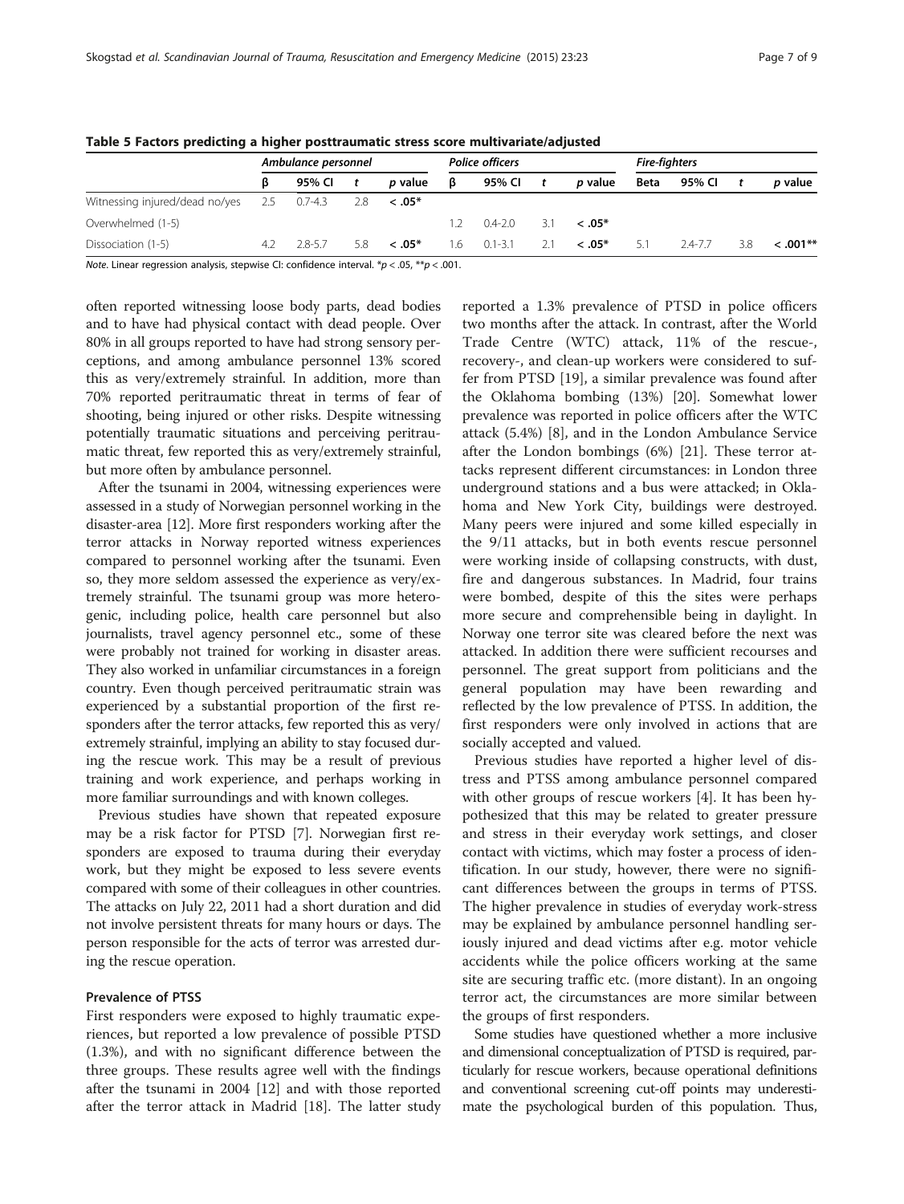**Table 5 Factors predicting a higher posttraumatic stress score multivariate/adjusted**

| | Ambulance personnel | | | | Police officers | | | | Fire-fighters | | | |
|---|---|---|---|---|---|---|---|---|---|---|---|---|
| | β | 95% CI | t | p value | β | 95% CI | t | p value | Beta | 95% CI | t | p value |
| Witnessing injured/dead no/yes | 2.5 | 0.7-4.3 | 2.8 | **< .05*** | | | | | | | | |
| Overwhelmed (1-5) | | | | | 1.2 | 0.4-2.0 | 3.1 | **< .05*** | | | | |
| Dissociation (1-5) | 4.2 | 2.8-5.7 | 5.8 | **< .05*** | 1.6 | 0.1-3.1 | 2.1 | **< .05*** | 5.1 | 2.4-7.7 | 3.8 | **< .001**** |

*Note*. Linear regression analysis, stepwise CI: confidence interval. *$p < .05$, **$p < .001$.

often reported witnessing loose body parts, dead bodies and to have had physical contact with dead people. Over 80% in all groups reported to have had strong sensory perceptions, and among ambulance personnel 13% scored this as very/extremely strainful. In addition, more than 70% reported peritraumatic threat in terms of fear of shooting, being injured or other risks. Despite witnessing potentially traumatic situations and perceiving peritraumatic threat, few reported this as very/extremely strainful, but more often by ambulance personnel.

After the tsunami in 2004, witnessing experiences were assessed in a study of Norwegian personnel working in the disaster-area [12]. More first responders working after the terror attacks in Norway reported witness experiences compared to personnel working after the tsunami. Even so, they more seldom assessed the experience as very/extremely strainful. The tsunami group was more heterogenic, including police, health care personnel but also journalists, travel agency personnel etc., some of these were probably not trained for working in disaster areas. They also worked in unfamiliar circumstances in a foreign country. Even though perceived peritraumatic strain was experienced by a substantial proportion of the first responders after the terror attacks, few reported this as very/extremely strainful, implying an ability to stay focused during the rescue work. This may be a result of previous training and work experience, and perhaps working in more familiar surroundings and with known colleges.

Previous studies have shown that repeated exposure may be a risk factor for PTSD [7]. Norwegian first responders are exposed to trauma during their everyday work, but they might be exposed to less severe events compared with some of their colleagues in other countries. The attacks on July 22, 2011 had a short duration and did not involve persistent threats for many hours or days. The person responsible for the acts of terror was arrested during the rescue operation.

### Prevalence of PTSS

First responders were exposed to highly traumatic experiences, but reported a low prevalence of possible PTSD (1.3%), and with no significant difference between the three groups. These results agree well with the findings after the tsunami in 2004 [12] and with those reported after the terror attack in Madrid [18]. The latter study reported a 1.3% prevalence of PTSD in police officers two months after the attack. In contrast, after the World Trade Centre (WTC) attack, 11% of the rescue-, recovery-, and clean-up workers were considered to suffer from PTSD [19], a similar prevalence was found after the Oklahoma bombing (13%) [20]. Somewhat lower prevalence was reported in police officers after the WTC attack (5.4%) [8], and in the London Ambulance Service after the London bombings (6%) [21]. These terror attacks represent different circumstances: in London three underground stations and a bus were attacked; in Oklahoma and New York City, buildings were destroyed. Many peers were injured and some killed especially in the 9/11 attacks, but in both events rescue personnel were working inside of collapsing constructs, with dust, fire and dangerous substances. In Madrid, four trains were bombed, despite of this the sites were perhaps more secure and comprehensible being in daylight. In Norway one terror site was cleared before the next was attacked. In addition there were sufficient recourses and personnel. The great support from politicians and the general population may have been rewarding and reflected by the low prevalence of PTSS. In addition, the first responders were only involved in actions that are socially accepted and valued.

Previous studies have reported a higher level of distress and PTSS among ambulance personnel compared with other groups of rescue workers [4]. It has been hypothesized that this may be related to greater pressure and stress in their everyday work settings, and closer contact with victims, which may foster a process of identification. In our study, however, there were no significant differences between the groups in terms of PTSS. The higher prevalence in studies of everyday work-stress may be explained by ambulance personnel handling seriously injured and dead victims after e.g. motor vehicle accidents while the police officers working at the same site are securing traffic etc. (more distant). In an ongoing terror act, the circumstances are more similar between the groups of first responders.

Some studies have questioned whether a more inclusive and dimensional conceptualization of PTSD is required, particularly for rescue workers, because operational definitions and conventional screening cut-off points may underestimate the psychological burden of this population. Thus,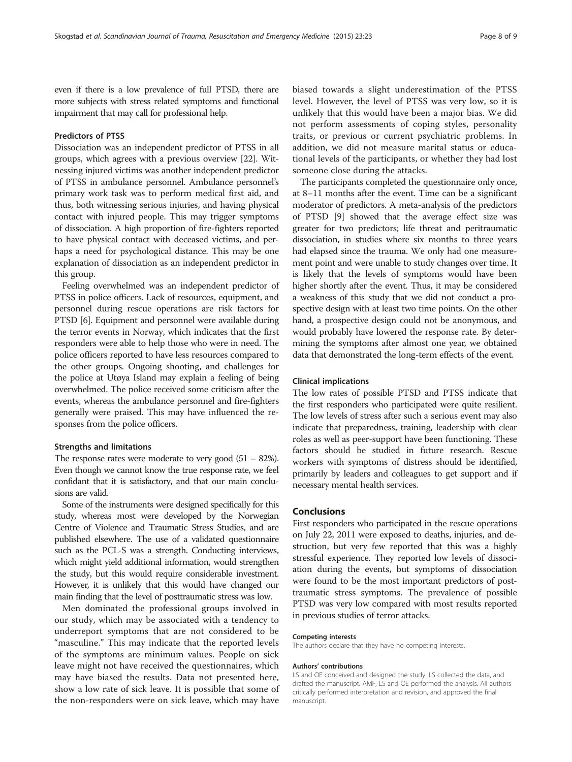even if there is a low prevalence of full PTSD, there are more subjects with stress related symptoms and functional impairment that may call for professional help.

### Predictors of PTSS

Dissociation was an independent predictor of PTSS in all groups, which agrees with a previous overview [22]. Witnessing injured victims was another independent predictor of PTSS in ambulance personnel. Ambulance personnel's primary work task was to perform medical first aid, and thus, both witnessing serious injuries, and having physical contact with injured people. This may trigger symptoms of dissociation. A high proportion of fire-fighters reported to have physical contact with deceased victims, and perhaps a need for psychological distance. This may be one explanation of dissociation as an independent predictor in this group.

Feeling overwhelmed was an independent predictor of PTSS in police officers. Lack of resources, equipment, and personnel during rescue operations are risk factors for PTSD [6]. Equipment and personnel were available during the terror events in Norway, which indicates that the first responders were able to help those who were in need. The police officers reported to have less resources compared to the other groups. Ongoing shooting, and challenges for the police at Utøya Island may explain a feeling of being overwhelmed. The police received some criticism after the events, whereas the ambulance personnel and fire-fighters generally were praised. This may have influenced the responses from the police officers.

### Strengths and limitations

The response rates were moderate to very good (51 – 82%). Even though we cannot know the true response rate, we feel confidant that it is satisfactory, and that our main conclusions are valid.

Some of the instruments were designed specifically for this study, whereas most were developed by the Norwegian Centre of Violence and Traumatic Stress Studies, and are published elsewhere. The use of a validated questionnaire such as the PCL-S was a strength. Conducting interviews, which might yield additional information, would strengthen the study, but this would require considerable investment. However, it is unlikely that this would have changed our main finding that the level of posttraumatic stress was low.

Men dominated the professional groups involved in our study, which may be associated with a tendency to underreport symptoms that are not considered to be "masculine." This may indicate that the reported levels of the symptoms are minimum values. People on sick leave might not have received the questionnaires, which may have biased the results. Data not presented here, show a low rate of sick leave. It is possible that some of the non-responders were on sick leave, which may have biased towards a slight underestimation of the PTSS level. However, the level of PTSS was very low, so it is unlikely that this would have been a major bias. We did not perform assessments of coping styles, personality traits, or previous or current psychiatric problems. In addition, we did not measure marital status or educational levels of the participants, or whether they had lost someone close during the attacks.

The participants completed the questionnaire only once, at 8–11 months after the event. Time can be a significant moderator of predictors. A meta-analysis of the predictors of PTSD [9] showed that the average effect size was greater for two predictors; life threat and peritraumatic dissociation, in studies where six months to three years had elapsed since the trauma. We only had one measurement point and were unable to study changes over time. It is likely that the levels of symptoms would have been higher shortly after the event. Thus, it may be considered a weakness of this study that we did not conduct a prospective design with at least two time points. On the other hand, a prospective design could not be anonymous, and would probably have lowered the response rate. By determining the symptoms after almost one year, we obtained data that demonstrated the long-term effects of the event.

### Clinical implications

The low rates of possible PTSD and PTSS indicate that the first responders who participated were quite resilient. The low levels of stress after such a serious event may also indicate that preparedness, training, leadership with clear roles as well as peer-support have been functioning. These factors should be studied in future research. Rescue workers with symptoms of distress should be identified, primarily by leaders and colleagues to get support and if necessary mental health services.

## Conclusions

First responders who participated in the rescue operations on July 22, 2011 were exposed to deaths, injuries, and destruction, but very few reported that this was a highly stressful experience. They reported low levels of dissociation during the events, but symptoms of dissociation were found to be the most important predictors of posttraumatic stress symptoms. The prevalence of possible PTSD was very low compared with most results reported in previous studies of terror attacks.

#### Competing interests

The authors declare that they have no competing interests.

#### Authors' contributions

LS and OE conceived and designed the study. LS collected the data, and drafted the manuscript. AMF, LS and OE performed the analysis. All authors critically performed interpretation and revision, and approved the final manuscript.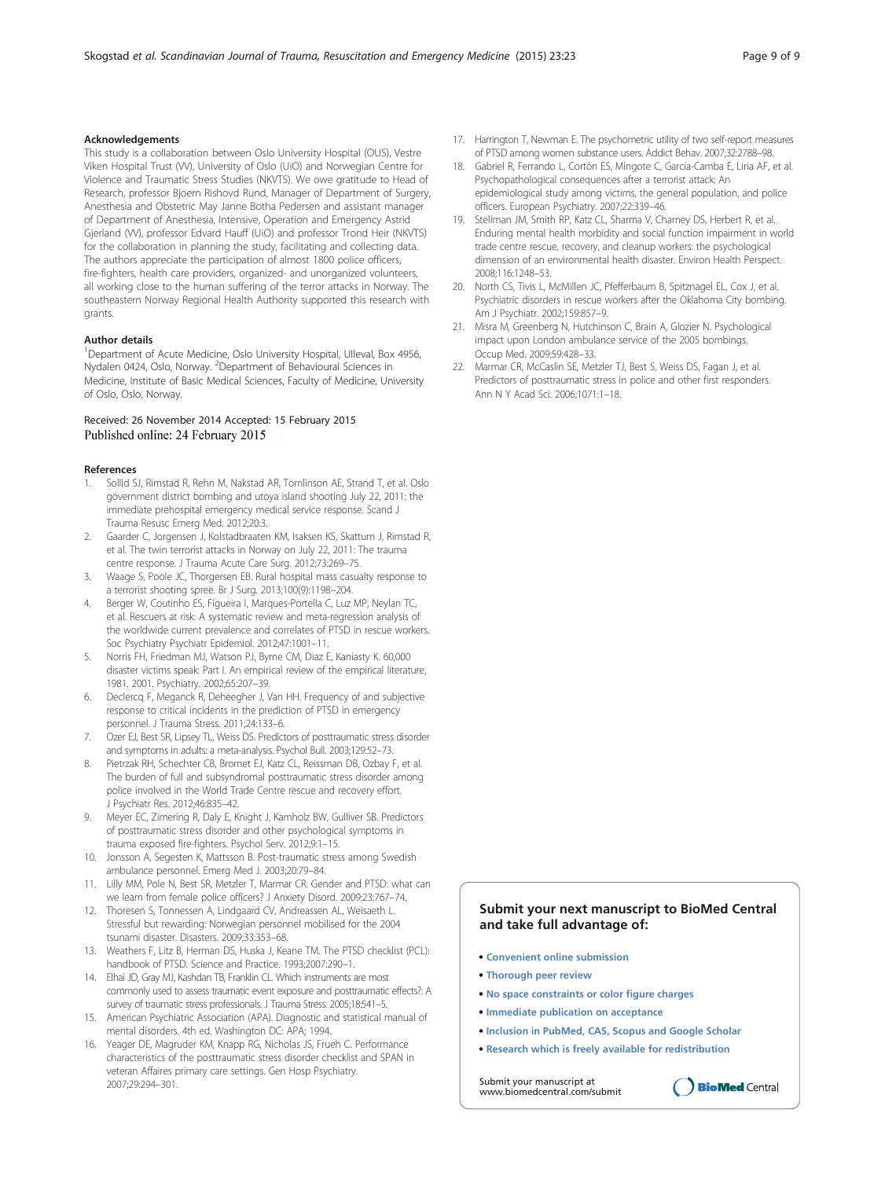### Acknowledgements

This study is a collaboration between Oslo University Hospital (OUS), Vestre Viken Hospital Trust (VV), University of Oslo (UiO) and Norwegian Centre for Violence and Traumatic Stress Studies (NKVTS). We owe gratitude to Head of Research, professor Bjoern Rishovd Rund, Manager of Department of Surgery, Anesthesia and Obstetric May Janne Botha Pedersen and assistant manager of Department of Anesthesia, Intensive, Operation and Emergency Astrid Gjerland (VV), professor Edvard Hauff (UiO) and professor Trond Heir (NKVTS) for the collaboration in planning the study, facilitating and collecting data. The authors appreciate the participation of almost 1800 police officers, fire-fighters, health care providers, organized- and unorganized volunteers, all working close to the human suffering of the terror attacks in Norway. The southeastern Norway Regional Health Authority supported this research with grants.

### Author details

[1]Department of Acute Medicine, Oslo University Hospital, Ulleval, Box 4956, Nydalen 0424, Oslo, Norway. [2]Department of Behavioural Sciences in Medicine, Institute of Basic Medical Sciences, Faculty of Medicine, University of Oslo, Oslo, Norway.

Received: 26 November 2014 Accepted: 15 February 2015
Published online: 24 February 2015

### References

1. Sollid SJ, Rimstad R, Rehn M, Nakstad AR, Tomlinson AE, Strand T, et al. Oslo government district bombing and utoya island shooting July 22, 2011: the immediate prehospital emergency medical service response. Scand J Trauma Resusc Emerg Med. 2012;20:3.
2. Gaarder C, Jorgensen J, Kolstadbraaten KM, Isaksen KS, Skattum J, Rimstad R, et al. The twin terrorist attacks in Norway on July 22, 2011: The trauma centre response. J Trauma Acute Care Surg. 2012;73:269–75.
3. Waage S, Poole JC, Thorgersen EB. Rural hospital mass casualty response to a terrorist shooting spree. Br J Surg. 2013;100(9):1198–204.
4. Berger W, Coutinho ES, Figueira I, Marques-Portella C, Luz MP, Neylan TC, et al. Rescuers at risk: A systematic review and meta-regression analysis of the worldwide current prevalence and correlates of PTSD in rescue workers. Soc Psychiatry Psychiatr Epidemiol. 2012;47:1001–11.
5. Norris FH, Friedman MJ, Watson PJ, Byrne CM, Diaz E, Kaniasty K. 60,000 disaster victims speak: Part I. An empirical review of the empirical literature, 1981. 2001. Psychiatry. 2002;65:207–39.
6. Declercq F, Meganck R, Deheegher J, Van HH. Frequency of and subjective response to critical incidents in the prediction of PTSD in emergency personnel. J Trauma Stress. 2011;24:133–6.
7. Ozer EJ, Best SR, Lipsey TL, Weiss DS. Predictors of posttraumatic stress disorder and symptoms in adults: a meta-analysis. Psychol Bull. 2003;129:52–73.
8. Pietrzak RH, Schechter CB, Bromet EJ, Katz CL, Reissman DB, Ozbay F, et al. The burden of full and subsyndromal posttraumatic stress disorder among police involved in the World Trade Centre rescue and recovery effort. J Psychiatr Res. 2012;46:835–42.
9. Meyer EC, Zimering R, Daly E, Knight J, Kamholz BW, Gulliver SB. Predictors of posttraumatic stress disorder and other psychological symptoms in trauma exposed fire-fighters. Psychol Serv. 2012;9:1–15.
10. Jonsson A, Segesten K, Mattsson B. Post-traumatic stress among Swedish ambulance personnel. Emerg Med J. 2003;20:79–84.
11. Lilly MM, Pole N, Best SR, Metzler T, Marmar CR. Gender and PTSD: what can we learn from female police officers? J Anxiety Disord. 2009;23:767–74.
12. Thoresen S, Tonnessen A, Lindgaard CV, Andreassen AL, Weisaeth L. Stressful but rewarding: Norwegian personnel mobilised for the 2004 tsunami disaster. Disasters. 2009;33:353–68.
13. Weathers F, Litz B, Herman DS, Huska J, Keane TM. The PTSD checklist (PCL): handbook of PTSD. Science and Practice. 1993;2007:290–1.
14. Elhai JD, Gray MJ, Kashdan TB, Franklin CL. Which instruments are most commonly used to assess traumatic event exposure and posttraumatic effects?: A survey of traumatic stress professionals. J Trauma Stress. 2005;18:541–5.
15. American Psychiatric Association (APA). Diagnostic and statistical manual of mental disorders. 4th ed. Washington DC: APA; 1994.
16. Yeager DE, Magruder KM, Knapp RG, Nicholas JS, Frueh C. Performance characteristics of the posttraumatic stress disorder checklist and SPAN in veteran Affaires primary care settings. Gen Hosp Psychiatry. 2007;29:294–301.
17. Harrington T, Newman E. The psychometric utility of two self-report measures of PTSD among women substance users. Addict Behav. 2007;32:2788–98.
18. Gabriel R, Ferrando L, Cortòn ES, Mingote C, García-Camba E, Liria AF, et al. Psychopathological consequences after a terrorist attack: An epidemiological study among victims, the general population, and police officers. European Psychiatry. 2007;22:339–46.
19. Stellman JM, Smith RP, Katz CL, Sharma V, Charney DS, Herbert R, et al. Enduring mental health morbidity and social function impairment in world trade centre rescue, recovery, and cleanup workers: the psychological dimension of an environmental health disaster. Environ Health Perspect. 2008;116:1248–53.
20. North CS, Tivis L, McMillen JC, Pfefferbaum B, Spitznagel EL, Cox J, et al. Psychiatric disorders in rescue workers after the Oklahoma City bombing. Am J Psychiatr. 2002;159:857–9.
21. Misra M, Greenberg N, Hutchinson C, Brain A, Glozier N. Psychological impact upon London ambulance service of the 2005 bombings. Occup Med. 2009;59:428–33.
22. Marmar CR, McCaslin SE, Metzler TJ, Best S, Weiss DS, Fagan J, et al. Predictors of posttraumatic stress in police and other first responders. Ann N Y Acad Sci. 2006;1071:1–18.

**Submit your next manuscript to BioMed Central and take full advantage of:**

- Convenient online submission
- Thorough peer review
- No space constraints or color figure charges
- Immediate publication on acceptance
- Inclusion in PubMed, CAS, Scopus and Google Scholar
- Research which is freely available for redistribution

Submit your manuscript at www.biomedcentral.com/submit

BioMed Central